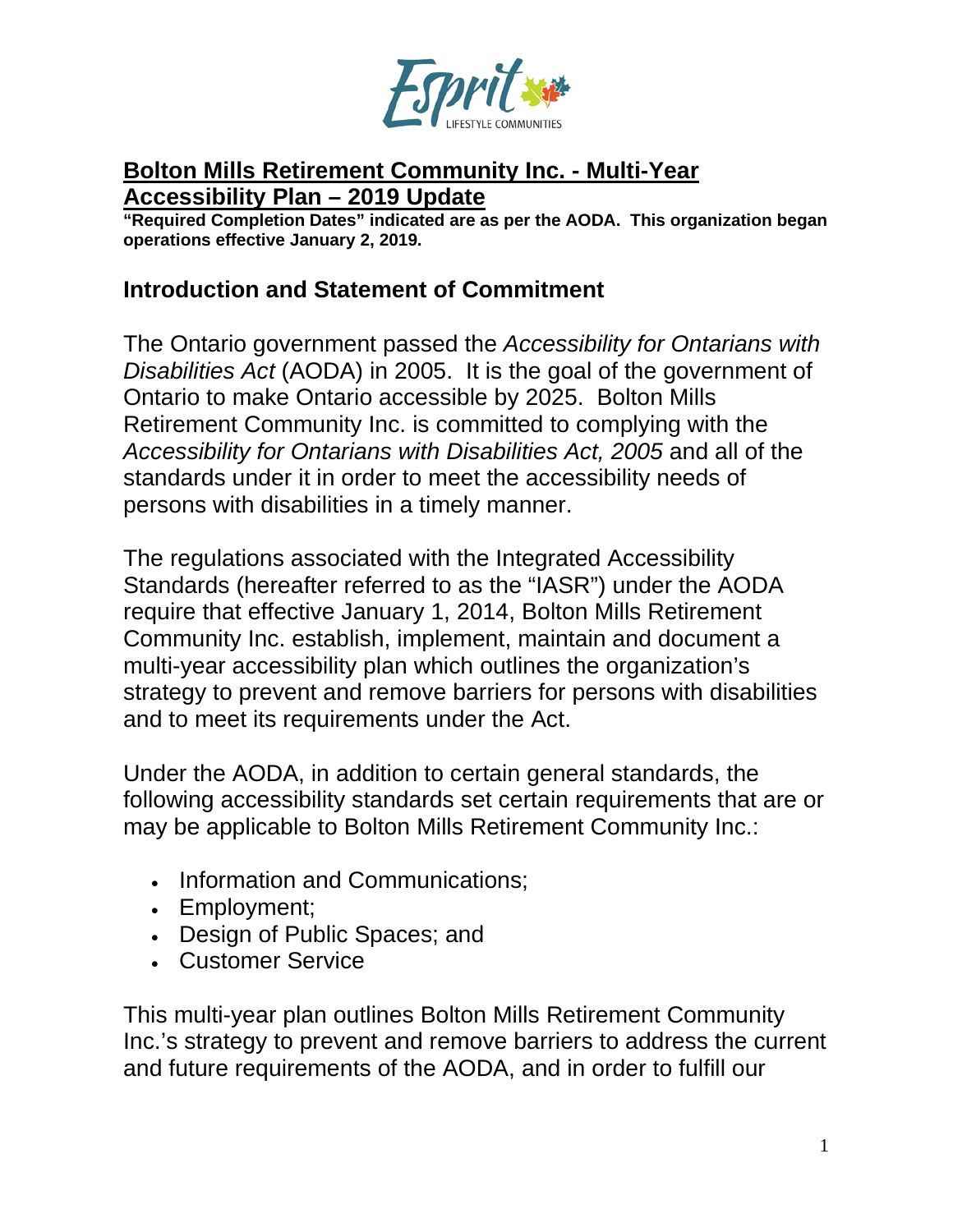# Bolton Mills Retirement Community Inc. - Multi-Year Accessibility Plan – 2019 Update

**"Required Completion Dates" indicated are as per the AODA. This organization began operations effective January 2, 2019.**

## Introduction and Statement of Commitment

The Ontario government passed the *Accessibility for Ontarians with Disabilities Act* (AODA) in 2005. It is the goal of the government of Ontario to make Ontario accessible by 2025. Bolton Mills Retirement Community Inc. is committed to complying with the *Accessibility for Ontarians with Disabilities Act, 2005* and all of the standards under it in order to meet the accessibility needs of persons with disabilities in a timely manner.

The regulations associated with the Integrated Accessibility Standards (hereafter referred to as the "IASR") under the AODA require that effective January 1, 2014, Bolton Mills Retirement Community Inc. establish, implement, maintain and document a multi-year accessibility plan which outlines the organization's strategy to prevent and remove barriers for persons with disabilities and to meet its requirements under the Act.

Under the AODA, in addition to certain general standards, the following accessibility standards set certain requirements that are or may be applicable to Bolton Mills Retirement Community Inc.:

- Information and Communications;
- Employment;
- Design of Public Spaces; and
- Customer Service

This multi-year plan outlines Bolton Mills Retirement Community Inc.'s strategy to prevent and remove barriers to address the current and future requirements of the AODA, and in order to fulfill our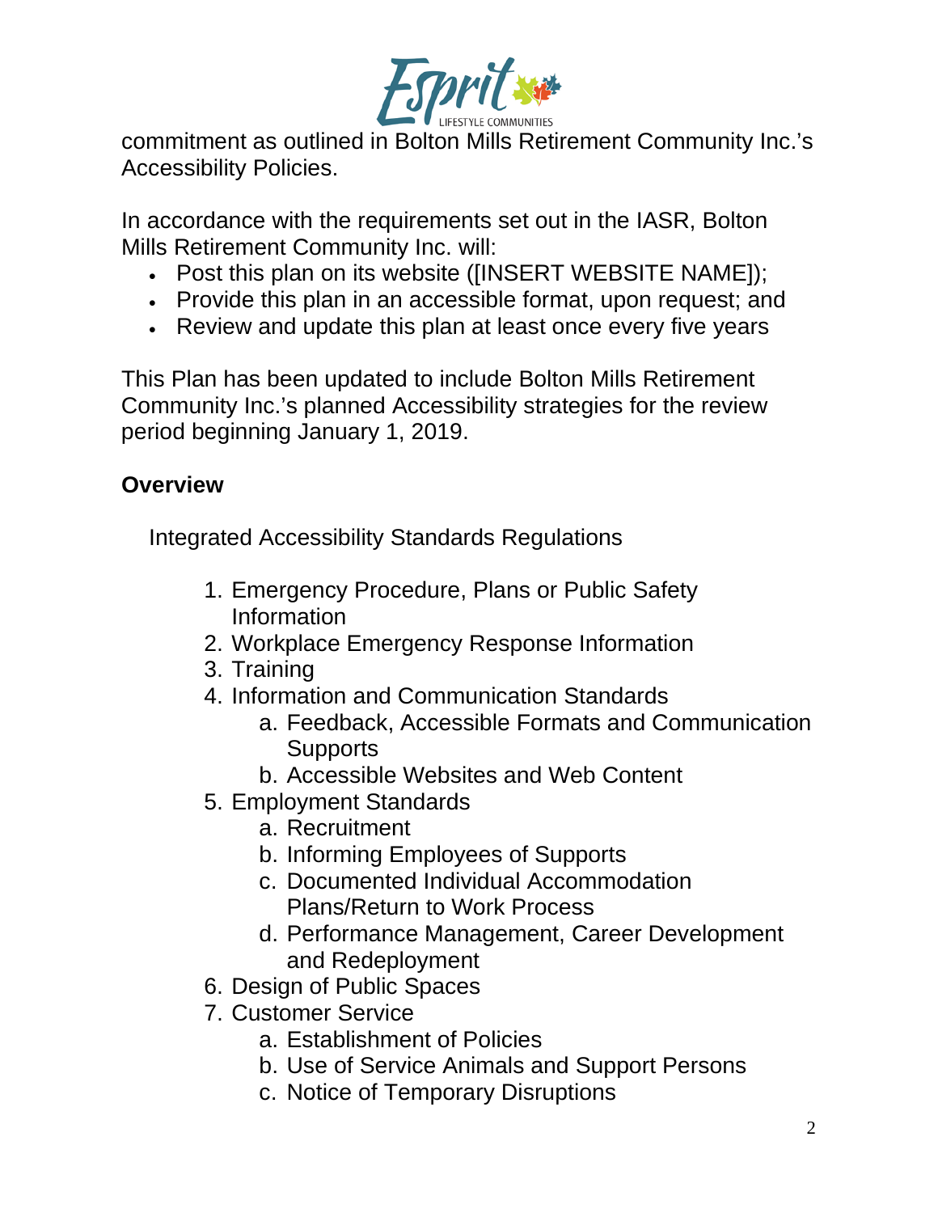commitment as outlined in Bolton Mills Retirement Community Inc.'s Accessibility Policies.

In accordance with the requirements set out in the IASR, Bolton Mills Retirement Community Inc. will:

- Post this plan on its website ([INSERT WEBSITE NAME]);
- Provide this plan in an accessible format, upon request; and
- Review and update this plan at least once every five years

This Plan has been updated to include Bolton Mills Retirement Community Inc.'s planned Accessibility strategies for the review period beginning January 1, 2019.

## Overview

Integrated Accessibility Standards Regulations

1. Emergency Procedure, Plans or Public Safety Information
2. Workplace Emergency Response Information
3. Training
4. Information and Communication Standards
   a. Feedback, Accessible Formats and Communication Supports
   b. Accessible Websites and Web Content
5. Employment Standards
   a. Recruitment
   b. Informing Employees of Supports
   c. Documented Individual Accommodation Plans/Return to Work Process
   d. Performance Management, Career Development and Redeployment
6. Design of Public Spaces
7. Customer Service
   a. Establishment of Policies
   b. Use of Service Animals and Support Persons
   c. Notice of Temporary Disruptions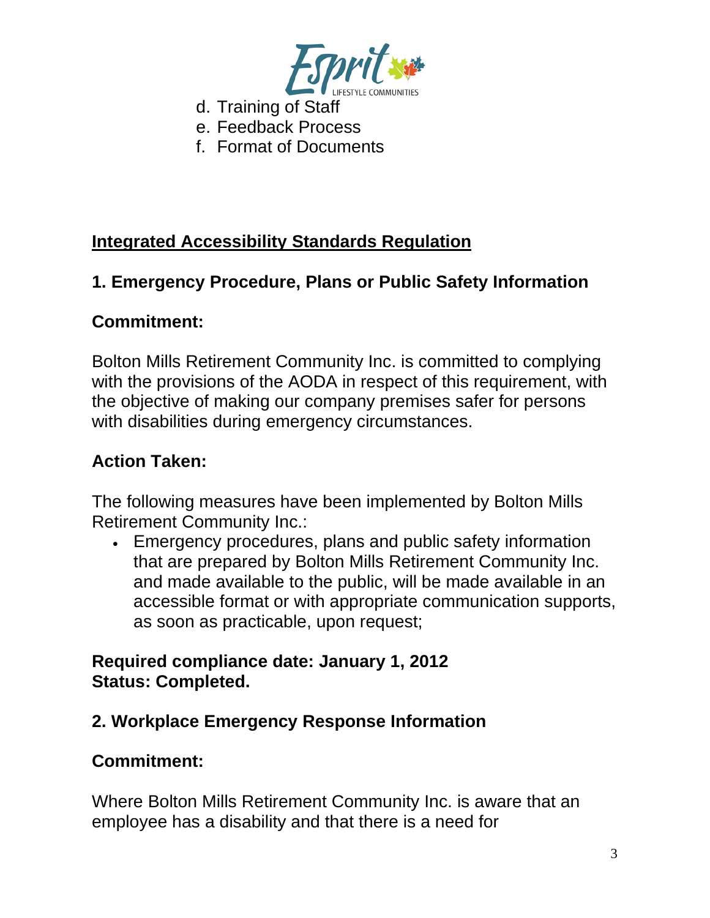d. Training of Staff
e. Feedback Process
f. Format of Documents

## Integrated Accessibility Standards Regulation

### 1. Emergency Procedure, Plans or Public Safety Information

**Commitment:**

Bolton Mills Retirement Community Inc. is committed to complying with the provisions of the AODA in respect of this requirement, with the objective of making our company premises safer for persons with disabilities during emergency circumstances.

**Action Taken:**

The following measures have been implemented by Bolton Mills Retirement Community Inc.:

- Emergency procedures, plans and public safety information that are prepared by Bolton Mills Retirement Community Inc. and made available to the public, will be made available in an accessible format or with appropriate communication supports, as soon as practicable, upon request;

**Required compliance date: January 1, 2012**
**Status: Completed.**

### 2. Workplace Emergency Response Information

**Commitment:**

Where Bolton Mills Retirement Community Inc. is aware that an employee has a disability and that there is a need for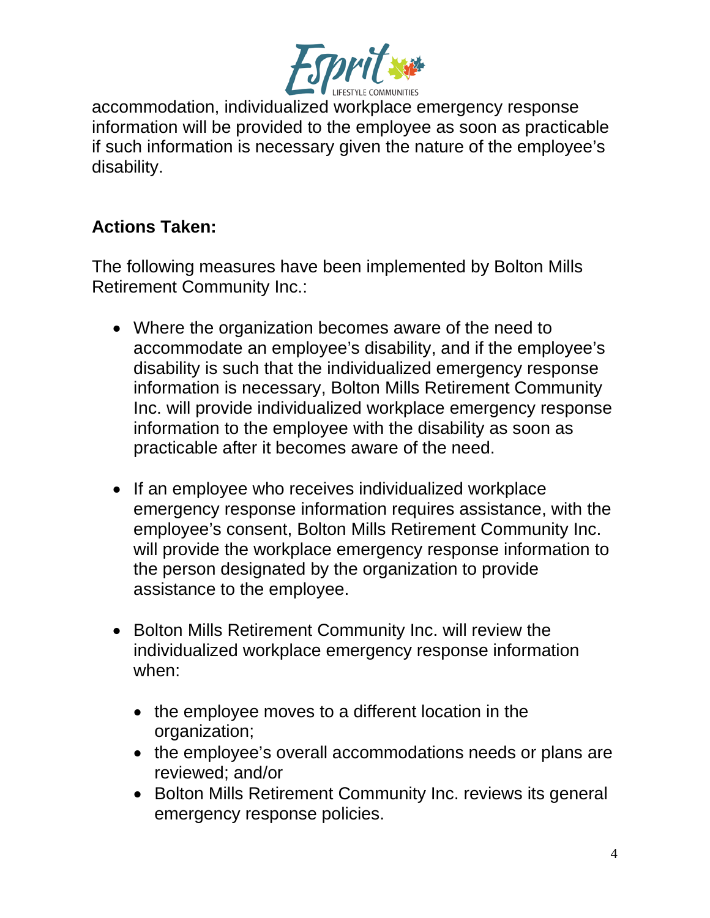accommodation, individualized workplace emergency response information will be provided to the employee as soon as practicable if such information is necessary given the nature of the employee's disability.

**Actions Taken:**

The following measures have been implemented by Bolton Mills Retirement Community Inc.:

- Where the organization becomes aware of the need to accommodate an employee's disability, and if the employee's disability is such that the individualized emergency response information is necessary, Bolton Mills Retirement Community Inc. will provide individualized workplace emergency response information to the employee with the disability as soon as practicable after it becomes aware of the need.

- If an employee who receives individualized workplace emergency response information requires assistance, with the employee's consent, Bolton Mills Retirement Community Inc. will provide the workplace emergency response information to the person designated by the organization to provide assistance to the employee.

- Bolton Mills Retirement Community Inc. will review the individualized workplace emergency response information when:

  - the employee moves to a different location in the organization;
  - the employee's overall accommodations needs or plans are reviewed; and/or
  - Bolton Mills Retirement Community Inc. reviews its general emergency response policies.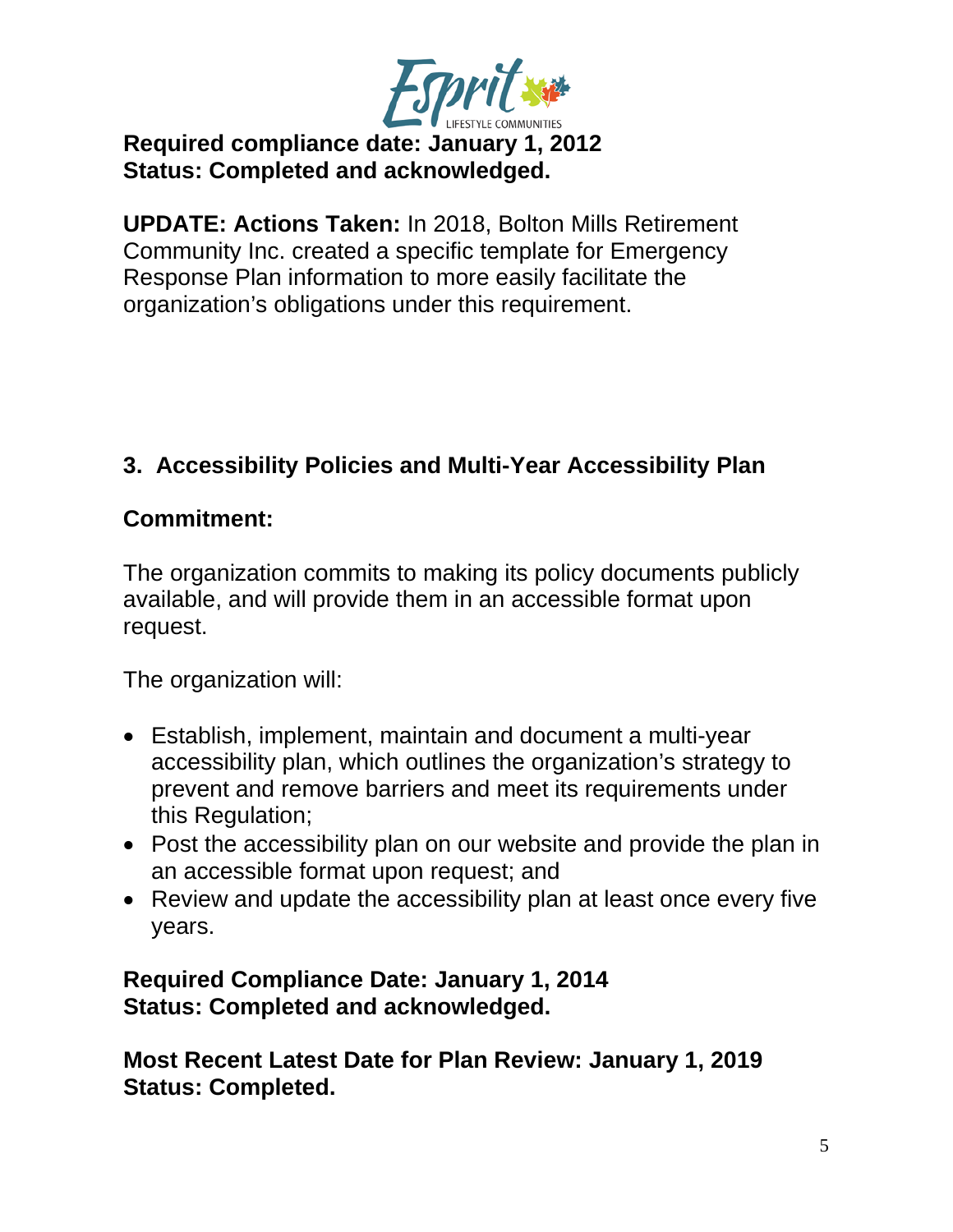**Required compliance date: January 1, 2012**
**Status: Completed and acknowledged.**

**UPDATE: Actions Taken:** In 2018, Bolton Mills Retirement Community Inc. created a specific template for Emergency Response Plan information to more easily facilitate the organization's obligations under this requirement.

## 3. Accessibility Policies and Multi-Year Accessibility Plan

### Commitment:

The organization commits to making its policy documents publicly available, and will provide them in an accessible format upon request.

The organization will:

- Establish, implement, maintain and document a multi-year accessibility plan, which outlines the organization's strategy to prevent and remove barriers and meet its requirements under this Regulation;
- Post the accessibility plan on our website and provide the plan in an accessible format upon request; and
- Review and update the accessibility plan at least once every five years.

**Required Compliance Date: January 1, 2014**
**Status: Completed and acknowledged.**

**Most Recent Latest Date for Plan Review: January 1, 2019**
**Status: Completed.**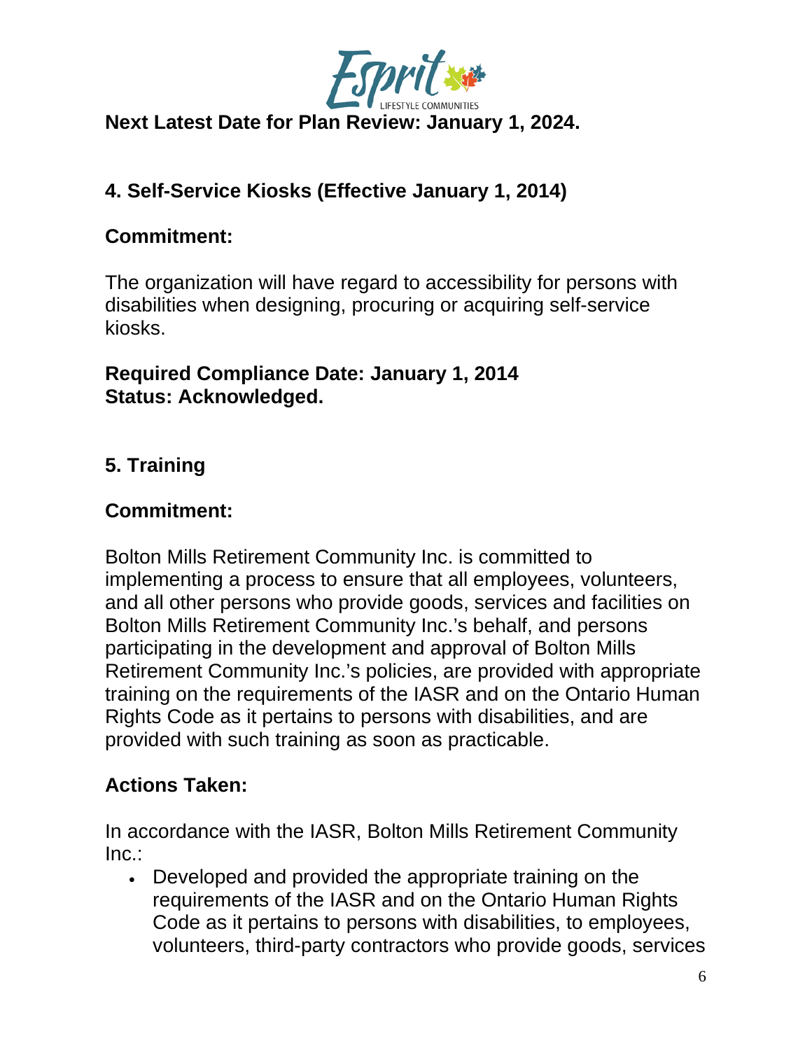**Next Latest Date for Plan Review: January 1, 2024.**

## 4. Self-Service Kiosks (Effective January 1, 2014)

### Commitment:

The organization will have regard to accessibility for persons with disabilities when designing, procuring or acquiring self-service kiosks.

**Required Compliance Date: January 1, 2014**
**Status: Acknowledged.**

## 5. Training

### Commitment:

Bolton Mills Retirement Community Inc. is committed to implementing a process to ensure that all employees, volunteers, and all other persons who provide goods, services and facilities on Bolton Mills Retirement Community Inc.'s behalf, and persons participating in the development and approval of Bolton Mills Retirement Community Inc.'s policies, are provided with appropriate training on the requirements of the IASR and on the Ontario Human Rights Code as it pertains to persons with disabilities, and are provided with such training as soon as practicable.

### Actions Taken:

In accordance with the IASR, Bolton Mills Retirement Community Inc.:

- Developed and provided the appropriate training on the requirements of the IASR and on the Ontario Human Rights Code as it pertains to persons with disabilities, to employees, volunteers, third-party contractors who provide goods, services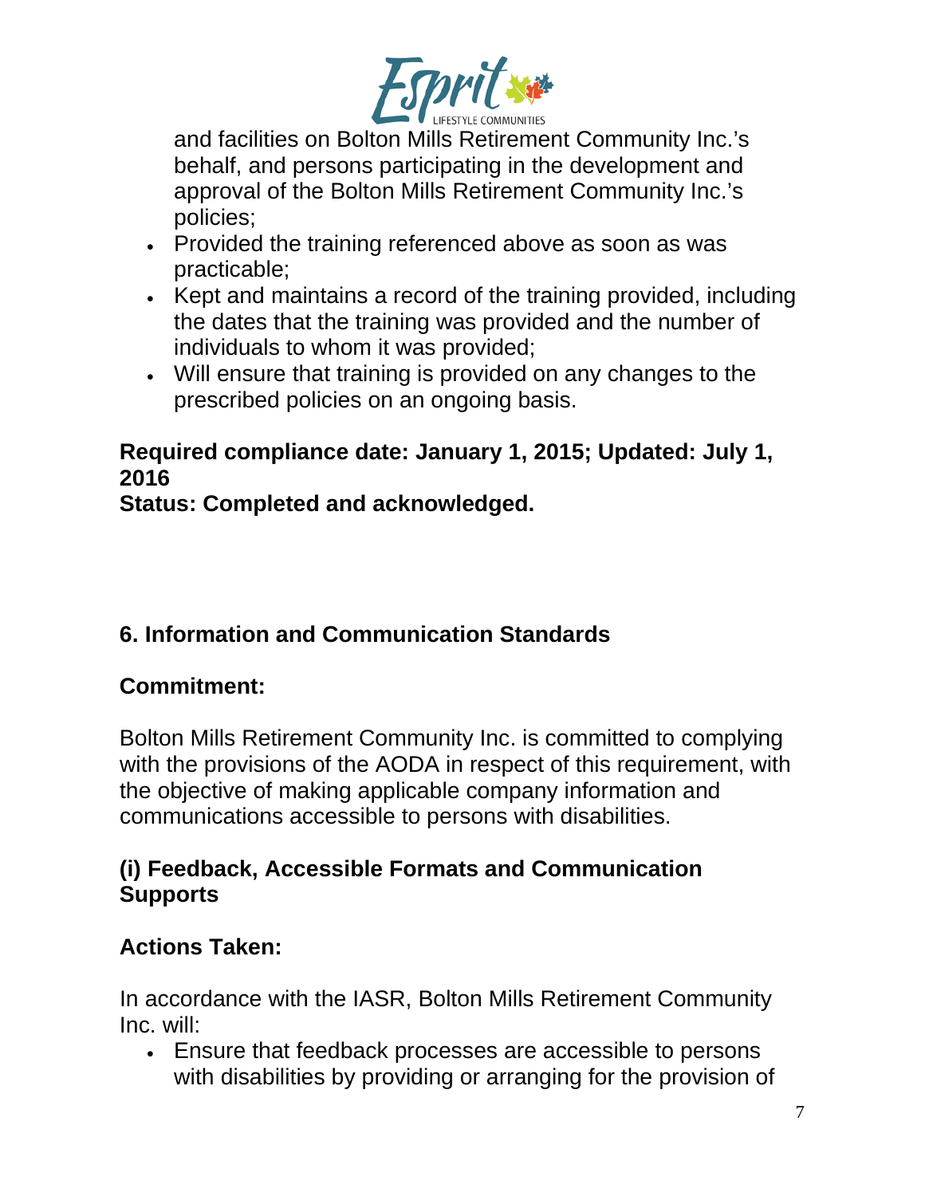and facilities on Bolton Mills Retirement Community Inc.'s behalf, and persons participating in the development and approval of the Bolton Mills Retirement Community Inc.'s policies;

- Provided the training referenced above as soon as was practicable;
- Kept and maintains a record of the training provided, including the dates that the training was provided and the number of individuals to whom it was provided;
- Will ensure that training is provided on any changes to the prescribed policies on an ongoing basis.

**Required compliance date: January 1, 2015; Updated: July 1, 2016**
**Status: Completed and acknowledged.**

## 6. Information and Communication Standards

### Commitment:

Bolton Mills Retirement Community Inc. is committed to complying with the provisions of the AODA in respect of this requirement, with the objective of making applicable company information and communications accessible to persons with disabilities.

### (i) Feedback, Accessible Formats and Communication Supports

### Actions Taken:

In accordance with the IASR, Bolton Mills Retirement Community Inc. will:

- Ensure that feedback processes are accessible to persons with disabilities by providing or arranging for the provision of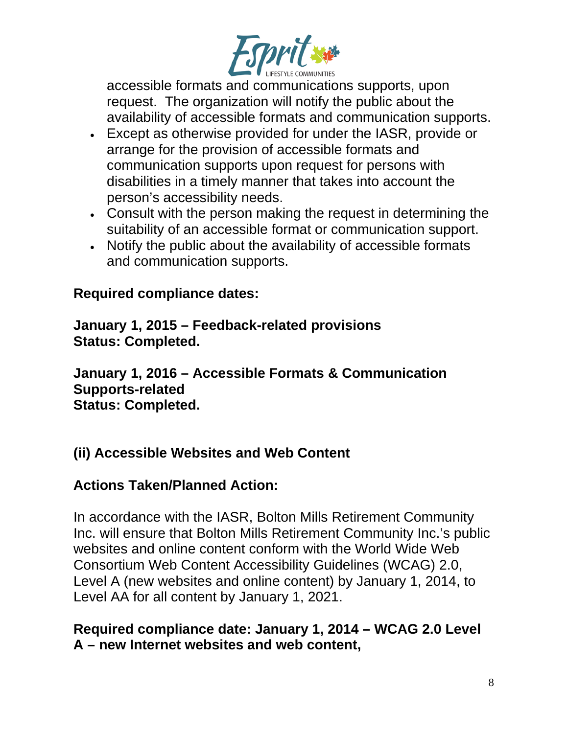accessible formats and communications supports, upon request. The organization will notify the public about the availability of accessible formats and communication supports.

- Except as otherwise provided for under the IASR, provide or arrange for the provision of accessible formats and communication supports upon request for persons with disabilities in a timely manner that takes into account the person's accessibility needs.
- Consult with the person making the request in determining the suitability of an accessible format or communication support.
- Notify the public about the availability of accessible formats and communication supports.

**Required compliance dates:**

**January 1, 2015 – Feedback-related provisions**
**Status: Completed.**

**January 1, 2016 – Accessible Formats & Communication Supports-related**
**Status: Completed.**

### (ii) Accessible Websites and Web Content

**Actions Taken/Planned Action:**

In accordance with the IASR, Bolton Mills Retirement Community Inc. will ensure that Bolton Mills Retirement Community Inc.'s public websites and online content conform with the World Wide Web Consortium Web Content Accessibility Guidelines (WCAG) 2.0, Level A (new websites and online content) by January 1, 2014, to Level AA for all content by January 1, 2021.

**Required compliance date: January 1, 2014 – WCAG 2.0 Level A – new Internet websites and web content,**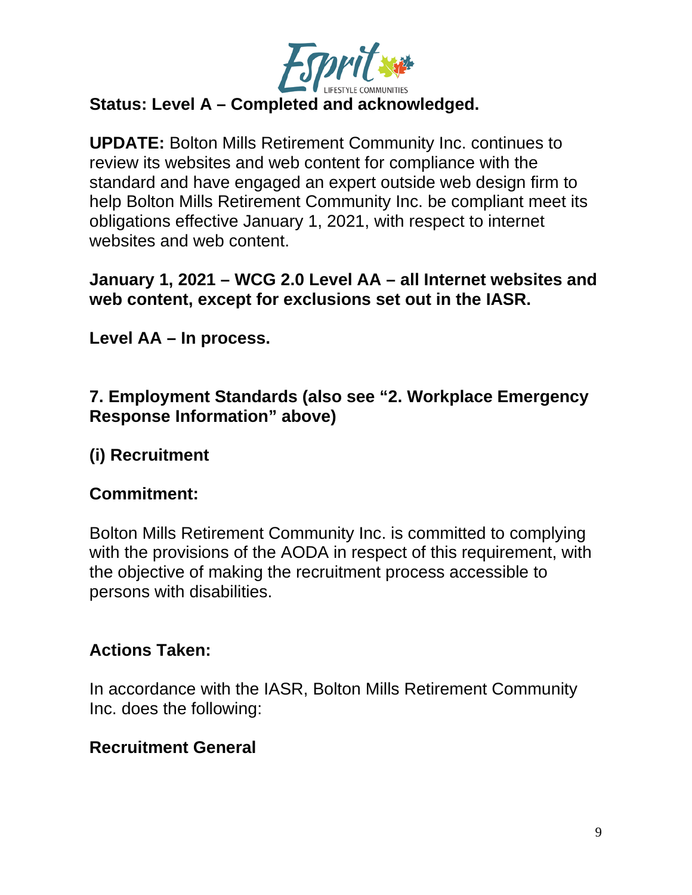**Status: Level A – Completed and acknowledged.**

**UPDATE:** Bolton Mills Retirement Community Inc. continues to review its websites and web content for compliance with the standard and have engaged an expert outside web design firm to help Bolton Mills Retirement Community Inc. be compliant meet its obligations effective January 1, 2021, with respect to internet websites and web content.

**January 1, 2021 – WCG 2.0 Level AA – all Internet websites and web content, except for exclusions set out in the IASR.**

**Level AA – In process.**

## 7. Employment Standards (also see "2. Workplace Emergency Response Information" above)

### (i) Recruitment

**Commitment:**

Bolton Mills Retirement Community Inc. is committed to complying with the provisions of the AODA in respect of this requirement, with the objective of making the recruitment process accessible to persons with disabilities.

**Actions Taken:**

In accordance with the IASR, Bolton Mills Retirement Community Inc. does the following:

**Recruitment General**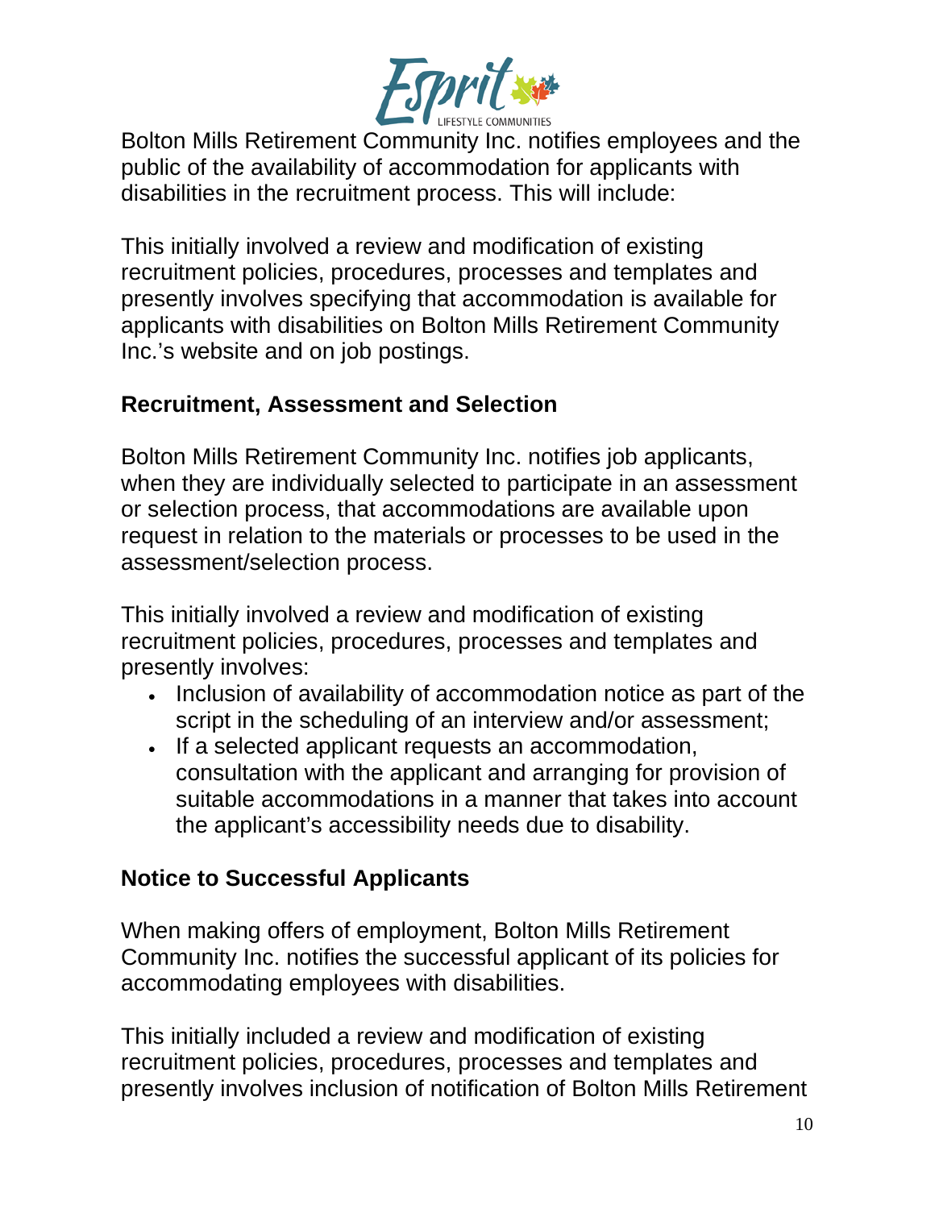Bolton Mills Retirement Community Inc. notifies employees and the public of the availability of accommodation for applicants with disabilities in the recruitment process. This will include:

This initially involved a review and modification of existing recruitment policies, procedures, processes and templates and presently involves specifying that accommodation is available for applicants with disabilities on Bolton Mills Retirement Community Inc.'s website and on job postings.

## Recruitment, Assessment and Selection

Bolton Mills Retirement Community Inc. notifies job applicants, when they are individually selected to participate in an assessment or selection process, that accommodations are available upon request in relation to the materials or processes to be used in the assessment/selection process.

This initially involved a review and modification of existing recruitment policies, procedures, processes and templates and presently involves:

- Inclusion of availability of accommodation notice as part of the script in the scheduling of an interview and/or assessment;
- If a selected applicant requests an accommodation, consultation with the applicant and arranging for provision of suitable accommodations in a manner that takes into account the applicant's accessibility needs due to disability.

## Notice to Successful Applicants

When making offers of employment, Bolton Mills Retirement Community Inc. notifies the successful applicant of its policies for accommodating employees with disabilities.

This initially included a review and modification of existing recruitment policies, procedures, processes and templates and presently involves inclusion of notification of Bolton Mills Retirement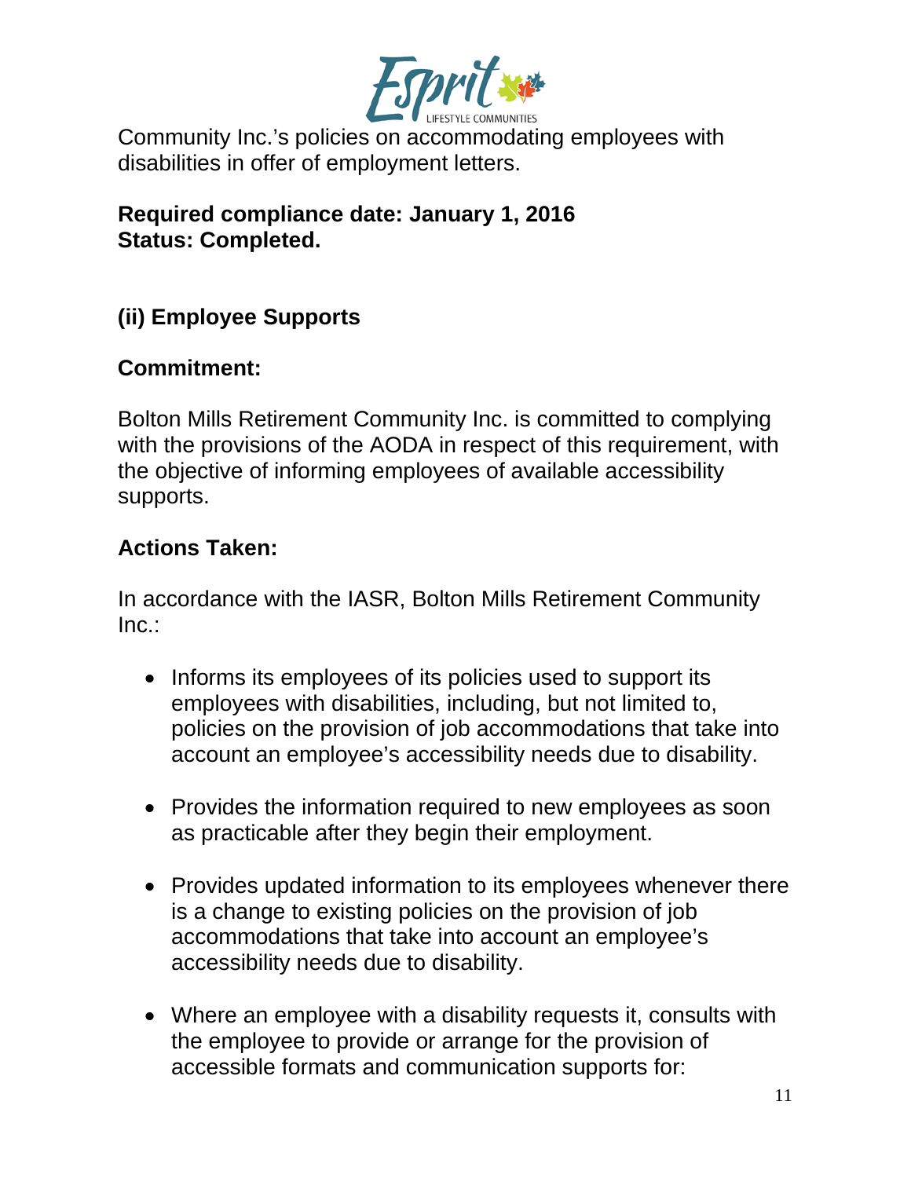Community Inc.'s policies on accommodating employees with disabilities in offer of employment letters.

**Required compliance date: January 1, 2016**
**Status: Completed.**

### (ii) Employee Supports

**Commitment:**

Bolton Mills Retirement Community Inc. is committed to complying with the provisions of the AODA in respect of this requirement, with the objective of informing employees of available accessibility supports.

**Actions Taken:**

In accordance with the IASR, Bolton Mills Retirement Community Inc.:

- Informs its employees of its policies used to support its employees with disabilities, including, but not limited to, policies on the provision of job accommodations that take into account an employee's accessibility needs due to disability.

- Provides the information required to new employees as soon as practicable after they begin their employment.

- Provides updated information to its employees whenever there is a change to existing policies on the provision of job accommodations that take into account an employee's accessibility needs due to disability.

- Where an employee with a disability requests it, consults with the employee to provide or arrange for the provision of accessible formats and communication supports for: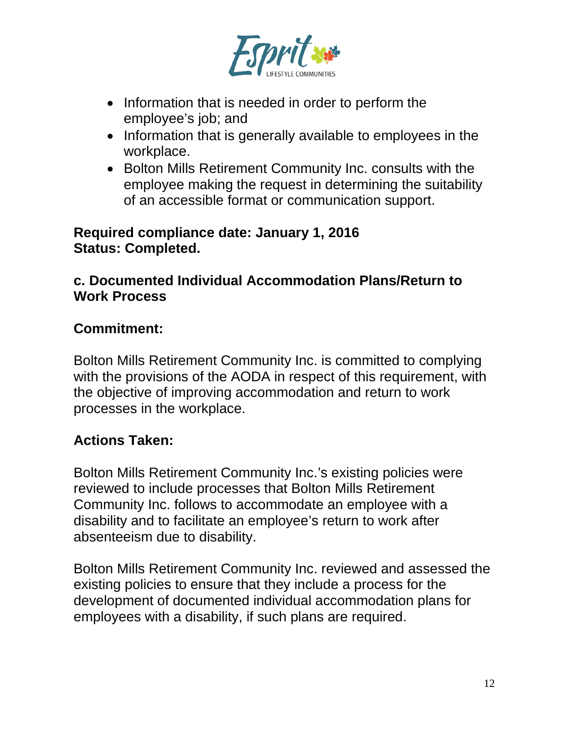- Information that is needed in order to perform the employee's job; and
- Information that is generally available to employees in the workplace.
- Bolton Mills Retirement Community Inc. consults with the employee making the request in determining the suitability of an accessible format or communication support.

**Required compliance date: January 1, 2016**
**Status: Completed.**

### c. Documented Individual Accommodation Plans/Return to Work Process

**Commitment:**

Bolton Mills Retirement Community Inc. is committed to complying with the provisions of the AODA in respect of this requirement, with the objective of improving accommodation and return to work processes in the workplace.

**Actions Taken:**

Bolton Mills Retirement Community Inc.'s existing policies were reviewed to include processes that Bolton Mills Retirement Community Inc. follows to accommodate an employee with a disability and to facilitate an employee's return to work after absenteeism due to disability.

Bolton Mills Retirement Community Inc. reviewed and assessed the existing policies to ensure that they include a process for the development of documented individual accommodation plans for employees with a disability, if such plans are required.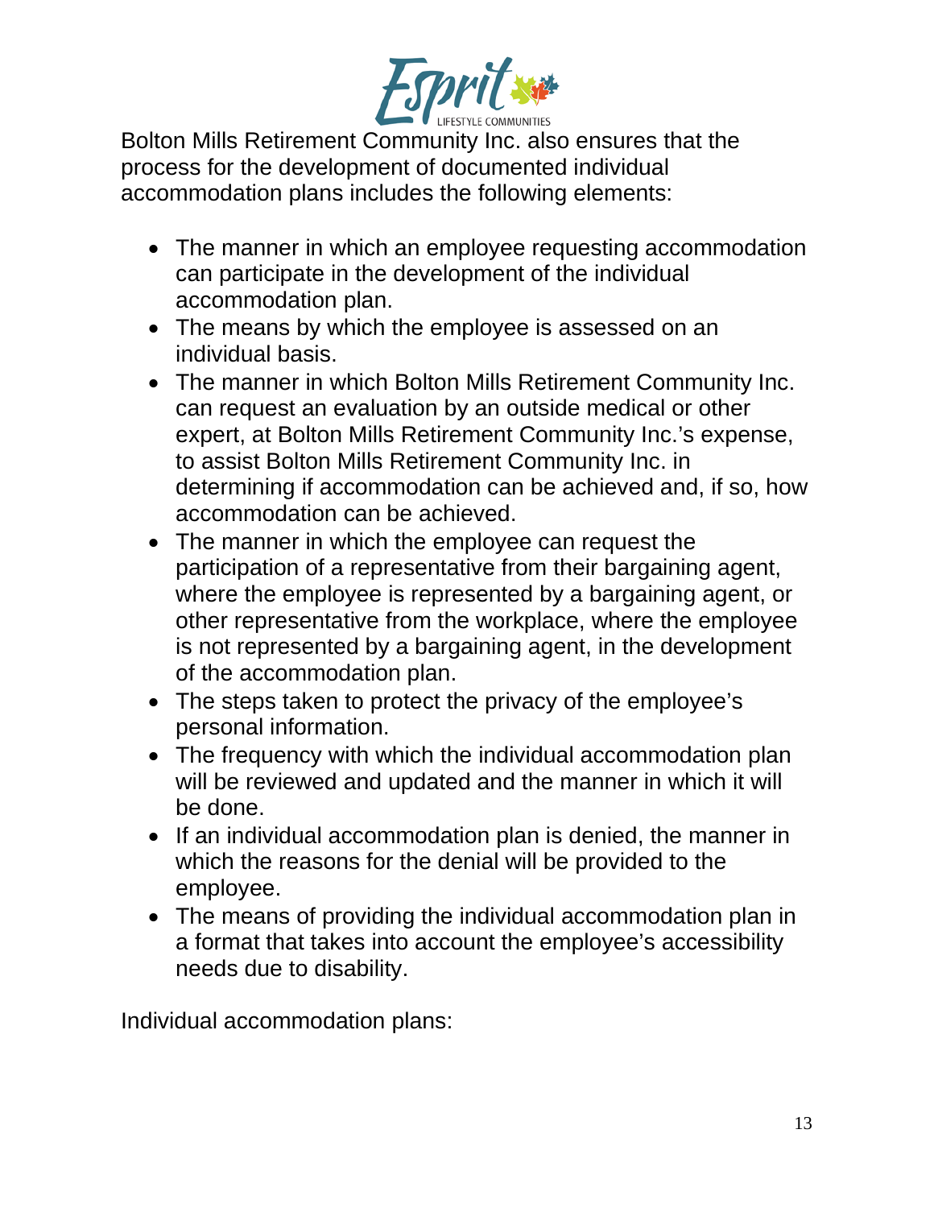Bolton Mills Retirement Community Inc. also ensures that the process for the development of documented individual accommodation plans includes the following elements:

- The manner in which an employee requesting accommodation can participate in the development of the individual accommodation plan.
- The means by which the employee is assessed on an individual basis.
- The manner in which Bolton Mills Retirement Community Inc. can request an evaluation by an outside medical or other expert, at Bolton Mills Retirement Community Inc.'s expense, to assist Bolton Mills Retirement Community Inc. in determining if accommodation can be achieved and, if so, how accommodation can be achieved.
- The manner in which the employee can request the participation of a representative from their bargaining agent, where the employee is represented by a bargaining agent, or other representative from the workplace, where the employee is not represented by a bargaining agent, in the development of the accommodation plan.
- The steps taken to protect the privacy of the employee's personal information.
- The frequency with which the individual accommodation plan will be reviewed and updated and the manner in which it will be done.
- If an individual accommodation plan is denied, the manner in which the reasons for the denial will be provided to the employee.
- The means of providing the individual accommodation plan in a format that takes into account the employee's accessibility needs due to disability.

Individual accommodation plans: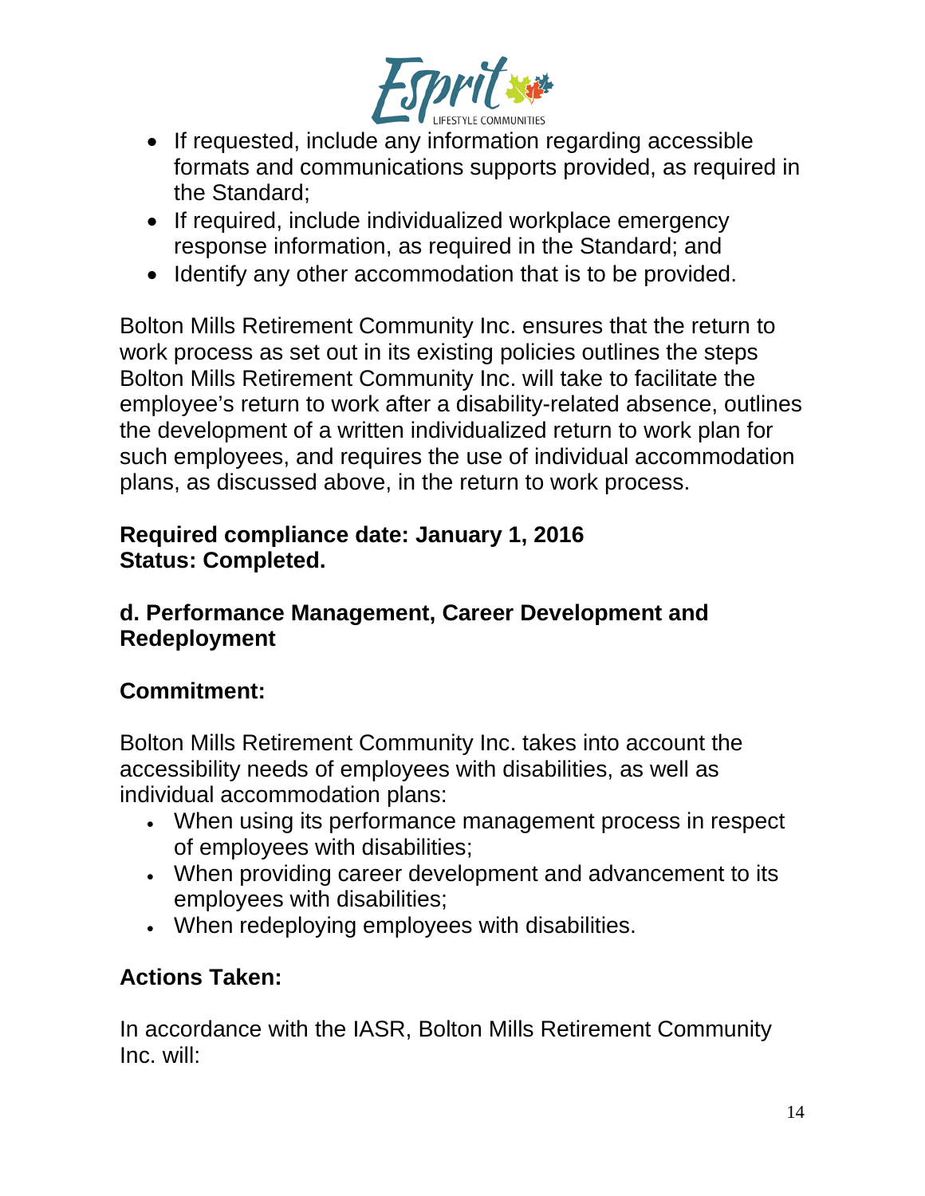- If requested, include any information regarding accessible formats and communications supports provided, as required in the Standard;
- If required, include individualized workplace emergency response information, as required in the Standard; and
- Identify any other accommodation that is to be provided.

Bolton Mills Retirement Community Inc. ensures that the return to work process as set out in its existing policies outlines the steps Bolton Mills Retirement Community Inc. will take to facilitate the employee's return to work after a disability-related absence, outlines the development of a written individualized return to work plan for such employees, and requires the use of individual accommodation plans, as discussed above, in the return to work process.

**Required compliance date: January 1, 2016**
**Status: Completed.**

### d. Performance Management, Career Development and Redeployment

### Commitment:

Bolton Mills Retirement Community Inc. takes into account the accessibility needs of employees with disabilities, as well as individual accommodation plans:

- When using its performance management process in respect of employees with disabilities;
- When providing career development and advancement to its employees with disabilities;
- When redeploying employees with disabilities.

### Actions Taken:

In accordance with the IASR, Bolton Mills Retirement Community Inc. will: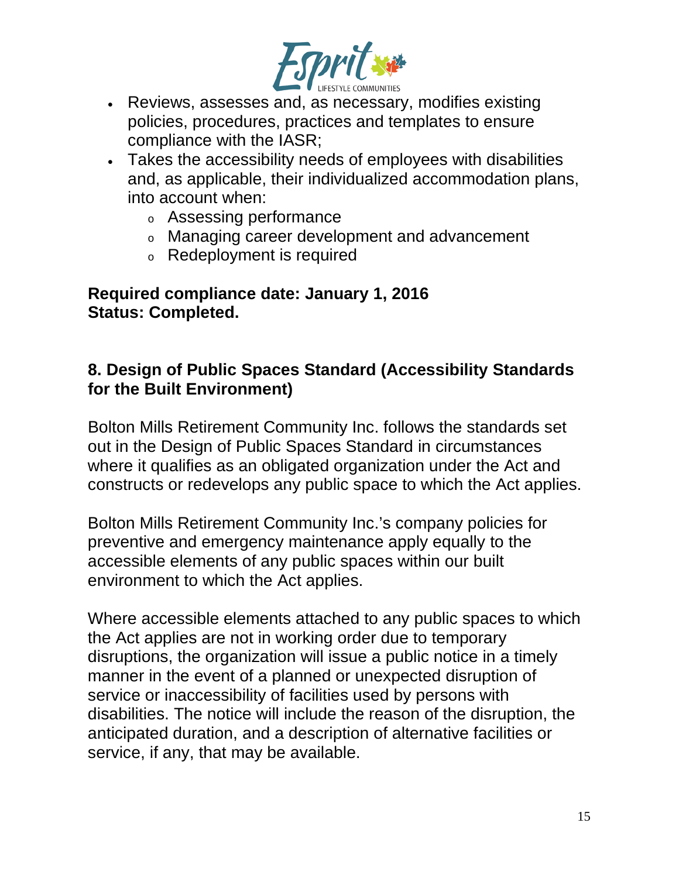- Reviews, assesses and, as necessary, modifies existing policies, procedures, practices and templates to ensure compliance with the IASR;
- Takes the accessibility needs of employees with disabilities and, as applicable, their individualized accommodation plans, into account when:
  - Assessing performance
  - Managing career development and advancement
  - Redeployment is required

**Required compliance date: January 1, 2016**
**Status: Completed.**

## 8. Design of Public Spaces Standard (Accessibility Standards for the Built Environment)

Bolton Mills Retirement Community Inc. follows the standards set out in the Design of Public Spaces Standard in circumstances where it qualifies as an obligated organization under the Act and constructs or redevelops any public space to which the Act applies.

Bolton Mills Retirement Community Inc.'s company policies for preventive and emergency maintenance apply equally to the accessible elements of any public spaces within our built environment to which the Act applies.

Where accessible elements attached to any public spaces to which the Act applies are not in working order due to temporary disruptions, the organization will issue a public notice in a timely manner in the event of a planned or unexpected disruption of service or inaccessibility of facilities used by persons with disabilities. The notice will include the reason of the disruption, the anticipated duration, and a description of alternative facilities or service, if any, that may be available.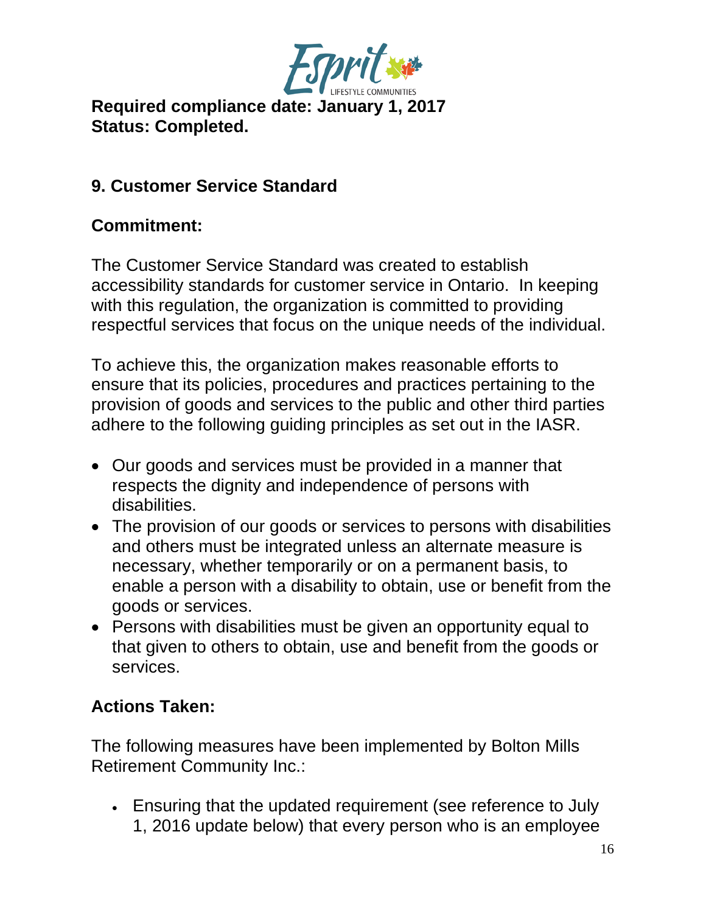**Required compliance date: January 1, 2017**
**Status: Completed.**

## 9. Customer Service Standard

### Commitment:

The Customer Service Standard was created to establish accessibility standards for customer service in Ontario. In keeping with this regulation, the organization is committed to providing respectful services that focus on the unique needs of the individual.

To achieve this, the organization makes reasonable efforts to ensure that its policies, procedures and practices pertaining to the provision of goods and services to the public and other third parties adhere to the following guiding principles as set out in the IASR.

- Our goods and services must be provided in a manner that respects the dignity and independence of persons with disabilities.
- The provision of our goods or services to persons with disabilities and others must be integrated unless an alternate measure is necessary, whether temporarily or on a permanent basis, to enable a person with a disability to obtain, use or benefit from the goods or services.
- Persons with disabilities must be given an opportunity equal to that given to others to obtain, use and benefit from the goods or services.

### Actions Taken:

The following measures have been implemented by Bolton Mills Retirement Community Inc.:

- Ensuring that the updated requirement (see reference to July 1, 2016 update below) that every person who is an employee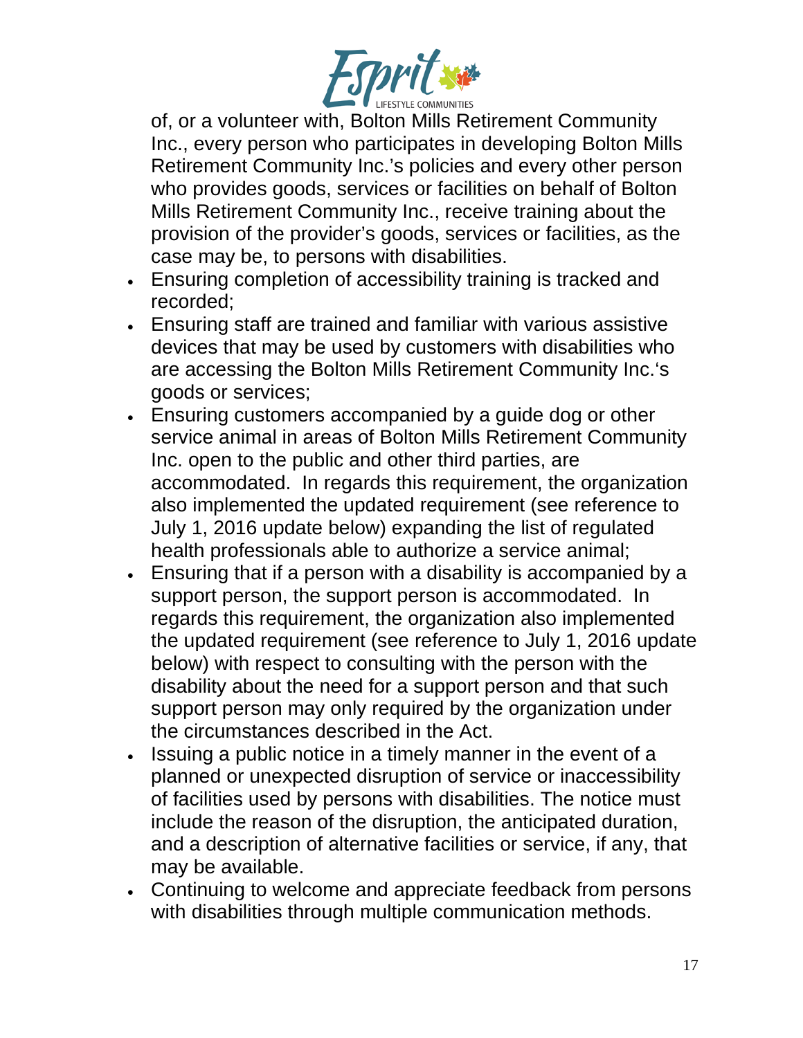of, or a volunteer with, Bolton Mills Retirement Community Inc., every person who participates in developing Bolton Mills Retirement Community Inc.'s policies and every other person who provides goods, services or facilities on behalf of Bolton Mills Retirement Community Inc., receive training about the provision of the provider's goods, services or facilities, as the case may be, to persons with disabilities.

- Ensuring completion of accessibility training is tracked and recorded;
- Ensuring staff are trained and familiar with various assistive devices that may be used by customers with disabilities who are accessing the Bolton Mills Retirement Community Inc.'s goods or services;
- Ensuring customers accompanied by a guide dog or other service animal in areas of Bolton Mills Retirement Community Inc. open to the public and other third parties, are accommodated. In regards this requirement, the organization also implemented the updated requirement (see reference to July 1, 2016 update below) expanding the list of regulated health professionals able to authorize a service animal;
- Ensuring that if a person with a disability is accompanied by a support person, the support person is accommodated. In regards this requirement, the organization also implemented the updated requirement (see reference to July 1, 2016 update below) with respect to consulting with the person with the disability about the need for a support person and that such support person may only required by the organization under the circumstances described in the Act.
- Issuing a public notice in a timely manner in the event of a planned or unexpected disruption of service or inaccessibility of facilities used by persons with disabilities. The notice must include the reason of the disruption, the anticipated duration, and a description of alternative facilities or service, if any, that may be available.
- Continuing to welcome and appreciate feedback from persons with disabilities through multiple communication methods.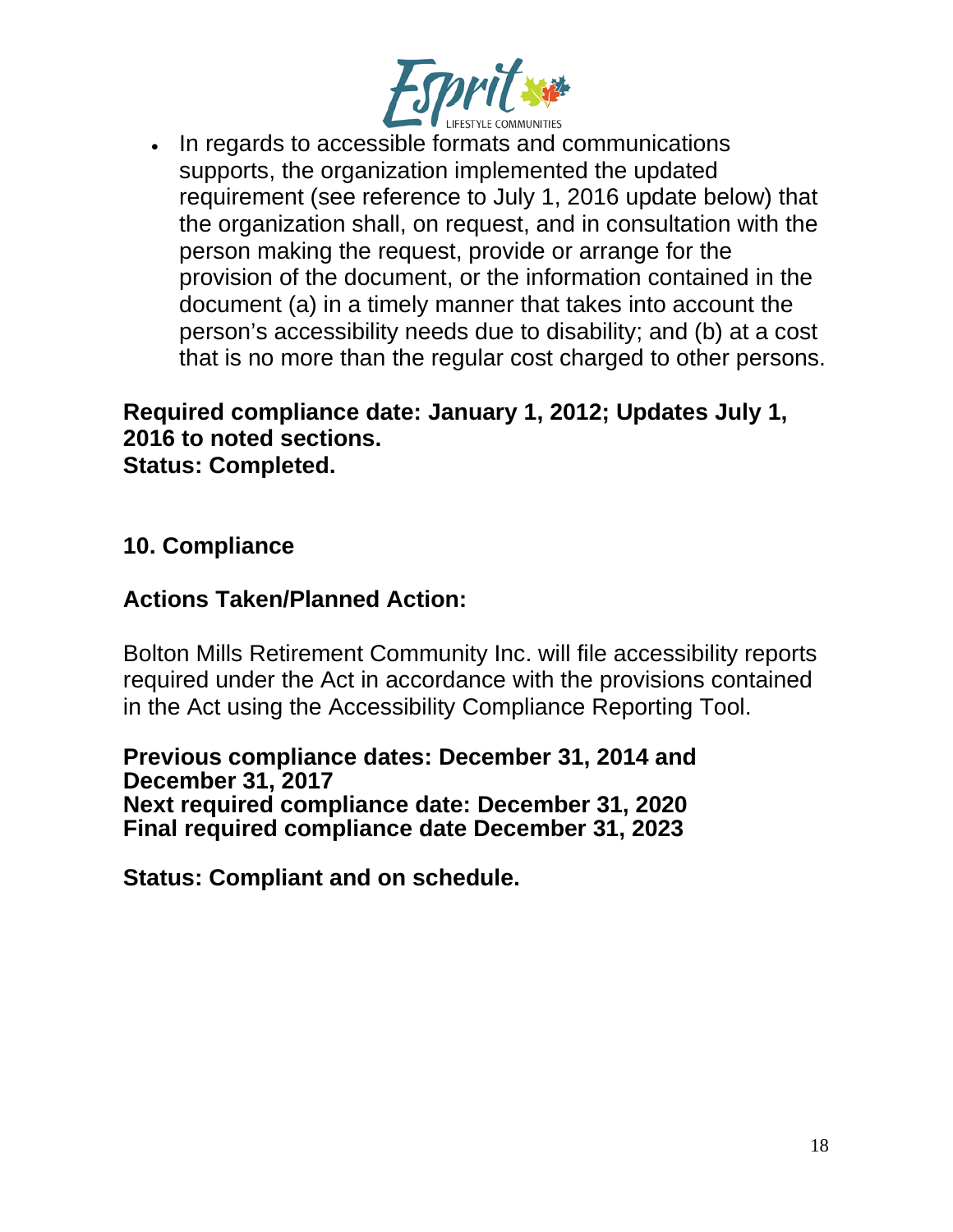- In regards to accessible formats and communications supports, the organization implemented the updated requirement (see reference to July 1, 2016 update below) that the organization shall, on request, and in consultation with the person making the request, provide or arrange for the provision of the document, or the information contained in the document (a) in a timely manner that takes into account the person's accessibility needs due to disability; and (b) at a cost that is no more than the regular cost charged to other persons.

**Required compliance date: January 1, 2012; Updates July 1, 2016 to noted sections.**
**Status: Completed.**

## 10. Compliance

### Actions Taken/Planned Action:

Bolton Mills Retirement Community Inc. will file accessibility reports required under the Act in accordance with the provisions contained in the Act using the Accessibility Compliance Reporting Tool.

**Previous compliance dates: December 31, 2014 and December 31, 2017**
**Next required compliance date: December 31, 2020**
**Final required compliance date December 31, 2023**

**Status: Compliant and on schedule.**